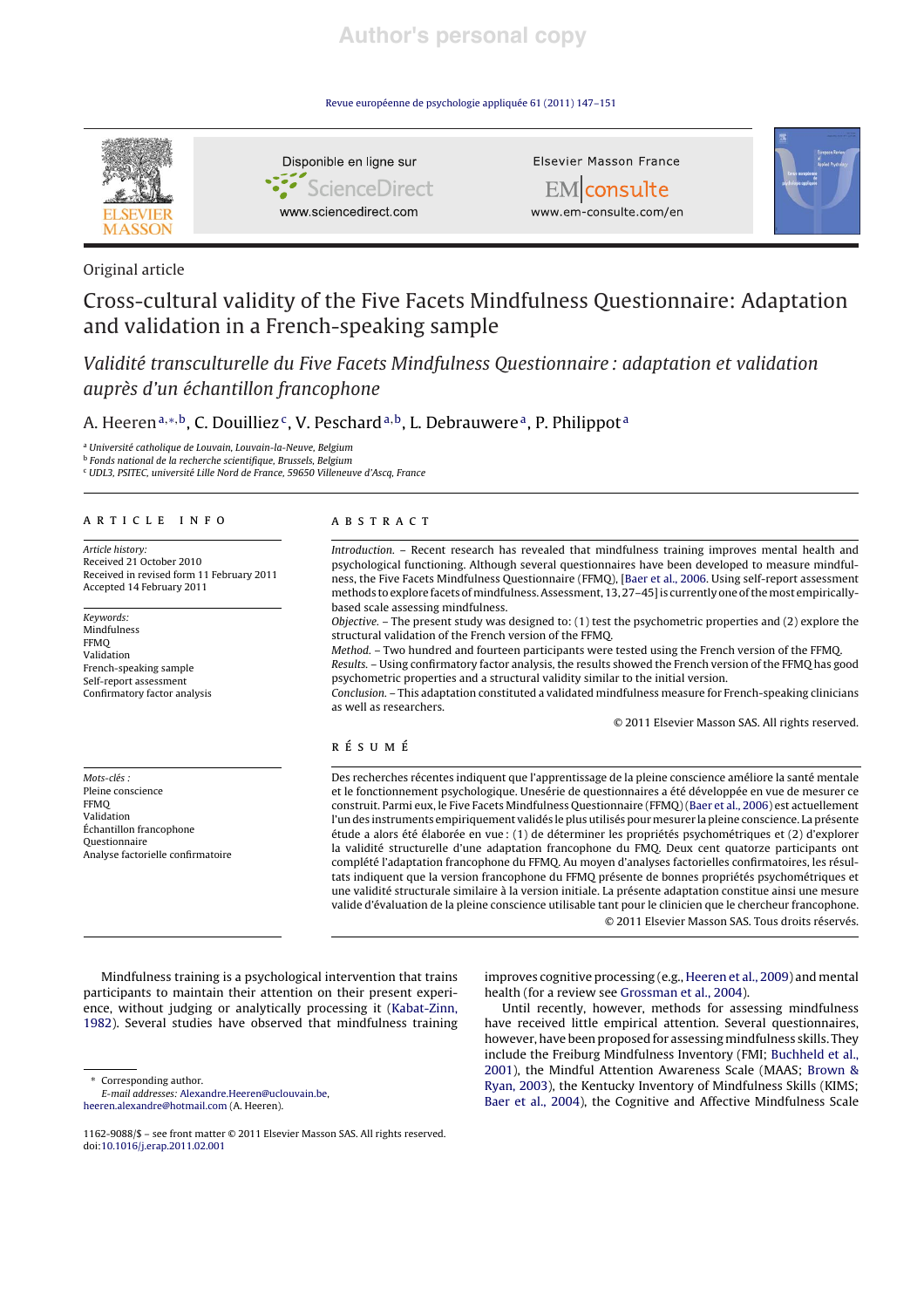Original article

# Cross-cultural validity of the Five Facets Mindfulness Questionnaire: Adaptation and validation in a French-speaking sample

## *Validité transculturelle du Five Facets Mindfulness Questionnaire : adaptation et validation auprès d'un échantillon francophone*

A. Heeren [a,*,b], C. Douilliez [c], V. Peschard [a,b], L. Debrauwere [a], P. Philippot [a]

[a] Université catholique de Louvain, Louvain-la-Neuve, Belgium
[b] Fonds national de la recherche scientifique, Brussels, Belgium
[c] UDL3, PSITEC, université Lille Nord de France, 59650 Villeneuve d'Ascq, France

**ARTICLE INFO**

*Article history:*
Received 21 October 2010
Received in revised form 11 February 2011
Accepted 14 February 2011

*Keywords:*
Mindfulness
FFMQ
Validation
French-speaking sample
Self-report assessment
Confirmatory factor analysis

*Mots-clés :*
Pleine conscience
FFMQ
Validation
Échantillon francophone
Questionnaire
Analyse factorielle confirmatoire

**ABSTRACT**

*Introduction.* – Recent research has revealed that mindfulness training improves mental health and psychological functioning. Although several questionnaires have been developed to measure mindfulness, the Five Facets Mindfulness Questionnaire (FFMQ), [Baer et al., 2006. Using self-report assessment methods to explore facets of mindfulness. Assessment, 13, 27–45] is currently one of the most empirically-based scale assessing mindfulness.

*Objective.* – The present study was designed to: (1) test the psychometric properties and (2) explore the structural validation of the French version of the FFMQ.

*Method.* – Two hundred and fourteen participants were tested using the French version of the FFMQ.

*Results.* – Using confirmatory factor analysis, the results showed the French version of the FFMQ has good psychometric properties and a structural validity similar to the initial version.

*Conclusion.* – This adaptation constituted a validated mindfulness measure for French-speaking clinicians as well as researchers.

© 2011 Elsevier Masson SAS. All rights reserved.

**RÉSUMÉ**

Des recherches récentes indiquent que l'apprentissage de la pleine conscience améliore la santé mentale et le fonctionnement psychologique. Unesérie de questionnaires a été développée en vue de mesurer ce construit. Parmi eux, le Five Facets Mindfulness Questionnaire (FFMQ) (Baer et al., 2006) est actuellement l'un des instruments empiriquement validés le plus utilisés pour mesurer la pleine conscience. La présente étude a alors été élaborée en vue : (1) de déterminer les propriétés psychométriques et (2) d'explorer la validité structurelle d'une adaptation francophone du FMQ. Deux cent quatorze participants ont complété l'adaptation francophone du FFMQ. Au moyen d'analyses factorielles confirmatoires, les résultats indiquent que la version francophone du FFMQ présente de bonnes propriétés psychométriques et une validité structurale similaire à la version initiale. La présente adaptation constitue ainsi une mesure valide d'évaluation de la pleine conscience utilisable tant pour le clinicien que le chercheur francophone.

© 2011 Elsevier Masson SAS. Tous droits réservés.

Mindfulness training is a psychological intervention that trains participants to maintain their attention on their present experience, without judging or analytically processing it (Kabat-Zinn, 1982). Several studies have observed that mindfulness training improves cognitive processing (e.g., Heeren et al., 2009) and mental health (for a review see Grossman et al., 2004).

Until recently, however, methods for assessing mindfulness have received little empirical attention. Several questionnaires, however, have been proposed for assessing mindfulness skills. They include the Freiburg Mindfulness Inventory (FMI; Buchheld et al., 2001), the Mindful Attention Awareness Scale (MAAS; Brown & Ryan, 2003), the Kentucky Inventory of Mindfulness Skills (KIMS; Baer et al., 2004), the Cognitive and Affective Mindfulness Scale

* Corresponding author.
*E-mail addresses:* Alexandre.Heeren@uclouvain.be, heeren.alexandre@hotmail.com (A. Heeren).

1162-9088/$ – see front matter © 2011 Elsevier Masson SAS. All rights reserved.
doi:10.1016/j.erap.2011.02.001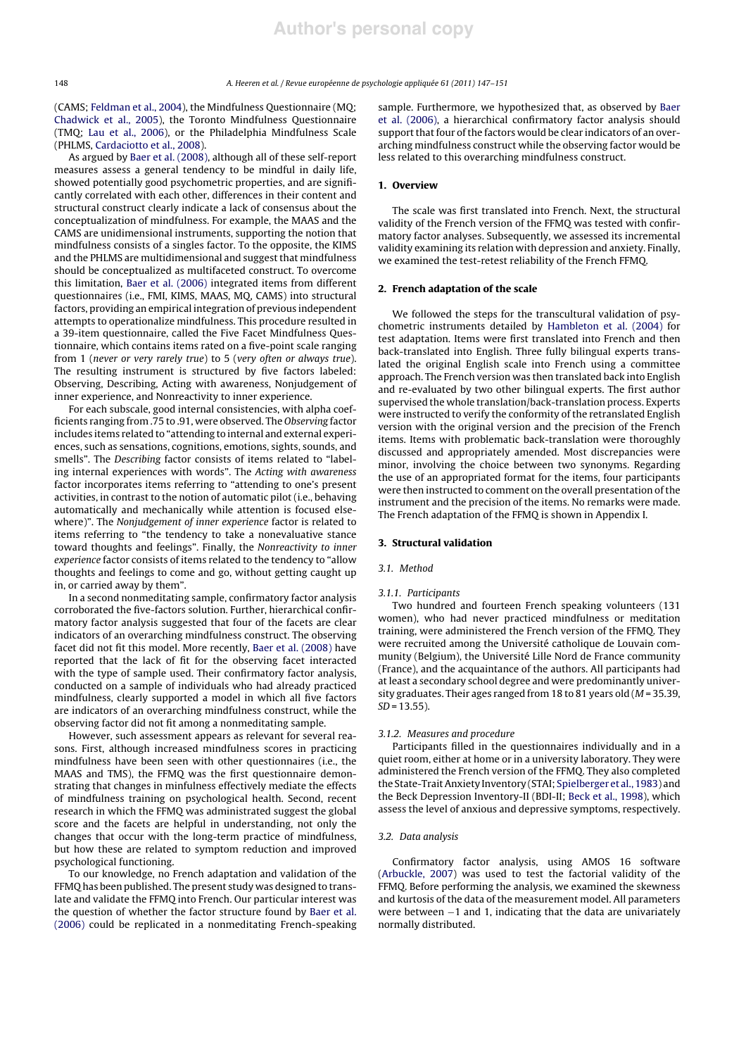(CAMS; Feldman et al., 2004), the Mindfulness Questionnaire (MQ; Chadwick et al., 2005), the Toronto Mindfulness Questionnaire (TMQ; Lau et al., 2006), or the Philadelphia Mindfulness Scale (PHLMS, Cardaciotto et al., 2008).

As argued by Baer et al. (2008), although all of these self-report measures assess a general tendency to be mindful in daily life, showed potentially good psychometric properties, and are significantly correlated with each other, differences in their content and structural construct clearly indicate a lack of consensus about the conceptualization of mindfulness. For example, the MAAS and the CAMS are unidimensional instruments, supporting the notion that mindfulness consists of a singles factor. To the opposite, the KIMS and the PHLMS are multidimensional and suggest that mindfulness should be conceptualized as multifaceted construct. To overcome this limitation, Baer et al. (2006) integrated items from different questionnaires (i.e., FMI, KIMS, MAAS, MQ, CAMS) into structural factors, providing an empirical integration of previous independent attempts to operationalize mindfulness. This procedure resulted in a 39-item questionnaire, called the Five Facet Mindfulness Questionnaire, which contains items rated on a five-point scale ranging from 1 (*never or very rarely true*) to 5 (*very often or always true*). The resulting instrument is structured by five factors labeled: Observing, Describing, Acting with awareness, Nonjudgement of inner experience, and Nonreactivity to inner experience.

For each subscale, good internal consistencies, with alpha coefficients ranging from .75 to .91, were observed. The *Observing* factor includes items related to "attending to internal and external experiences, such as sensations, cognitions, emotions, sights, sounds, and smells". The *Describing* factor consists of items related to "labeling internal experiences with words". The *Acting with awareness* factor incorporates items referring to "attending to one's present activities, in contrast to the notion of automatic pilot (i.e., behaving automatically and mechanically while attention is focused elsewhere)". The *Nonjudgement of inner experience* factor is related to items referring to "the tendency to take a nonevaluative stance toward thoughts and feelings". Finally, the *Nonreactivity to inner experience* factor consists of items related to the tendency to "allow thoughts and feelings to come and go, without getting caught up in, or carried away by them".

In a second nonmeditating sample, confirmatory factor analysis corroborated the five-factors solution. Further, hierarchical confirmatory factor analysis suggested that four of the facets are clear indicators of an overarching mindfulness construct. The observing facet did not fit this model. More recently, Baer et al. (2008) have reported that the lack of fit for the observing facet interacted with the type of sample used. Their confirmatory factor analysis, conducted on a sample of individuals who had already practiced mindfulness, clearly supported a model in which all five factors are indicators of an overarching mindfulness construct, while the observing factor did not fit among a nonmeditating sample.

However, such assessment appears as relevant for several reasons. First, although increased mindfulness scores in practicing mindfulness have been seen with other questionnaires (i.e., the MAAS and TMS), the FFMQ was the first questionnaire demonstrating that changes in minfulness effectively mediate the effects of mindfulness training on psychological health. Second, recent research in which the FFMQ was administrated suggest the global score and the facets are helpful in understanding, not only the changes that occur with the long-term practice of mindfulness, but how these are related to symptom reduction and improved psychological functioning.

To our knowledge, no French adaptation and validation of the FFMQ has been published. The present study was designed to translate and validate the FFMQ into French. Our particular interest was the question of whether the factor structure found by Baer et al. (2006) could be replicated in a nonmeditating French-speaking sample. Furthermore, we hypothesized that, as observed by Baer et al. (2006), a hierarchical confirmatory factor analysis should support that four of the factors would be clear indicators of an overarching mindfulness construct while the observing factor would be less related to this overarching mindfulness construct.

## 1. Overview

The scale was first translated into French. Next, the structural validity of the French version of the FFMQ was tested with confirmatory factor analyses. Subsequently, we assessed its incremental validity examining its relation with depression and anxiety. Finally, we examined the test-retest reliability of the French FFMQ.

## 2. French adaptation of the scale

We followed the steps for the transcultural validation of psychometric instruments detailed by Hambleton et al. (2004) for test adaptation. Items were first translated into French and then back-translated into English. Three fully bilingual experts translated the original English scale into French using a committee approach. The French version was then translated back into English and re-evaluated by two other bilingual experts. The first author supervised the whole translation/back-translation process. Experts were instructed to verify the conformity of the retranslated English version with the original version and the precision of the French items. Items with problematic back-translation were thoroughly discussed and appropriately amended. Most discrepancies were minor, involving the choice between two synonyms. Regarding the use of an appropriated format for the items, four participants were then instructed to comment on the overall presentation of the instrument and the precision of the items. No remarks were made. The French adaptation of the FFMQ is shown in Appendix I.

## 3. Structural validation

### 3.1. Method

#### 3.1.1. Participants

Two hundred and fourteen French speaking volunteers (131 women), who had never practiced mindfulness or meditation training, were administered the French version of the FFMQ. They were recruited among the Université catholique de Louvain community (Belgium), the Université Lille Nord de France community (France), and the acquaintance of the authors. All participants had at least a secondary school degree and were predominantly university graduates. Their ages ranged from 18 to 81 years old ($M = 35.39$, $SD = 13.55$).

#### 3.1.2. Measures and procedure

Participants filled in the questionnaires individually and in a quiet room, either at home or in a university laboratory. They were administered the French version of the FFMQ. They also completed the State-Trait Anxiety Inventory (STAI; Spielberger et al., 1983) and the Beck Depression Inventory-II (BDI-II; Beck et al., 1998), which assess the level of anxious and depressive symptoms, respectively.

### 3.2. Data analysis

Confirmatory factor analysis, using AMOS 16 software (Arbuckle, 2007) was used to test the factorial validity of the FFMQ. Before performing the analysis, we examined the skewness and kurtosis of the data of the measurement model. All parameters were between −1 and 1, indicating that the data are univariately normally distributed.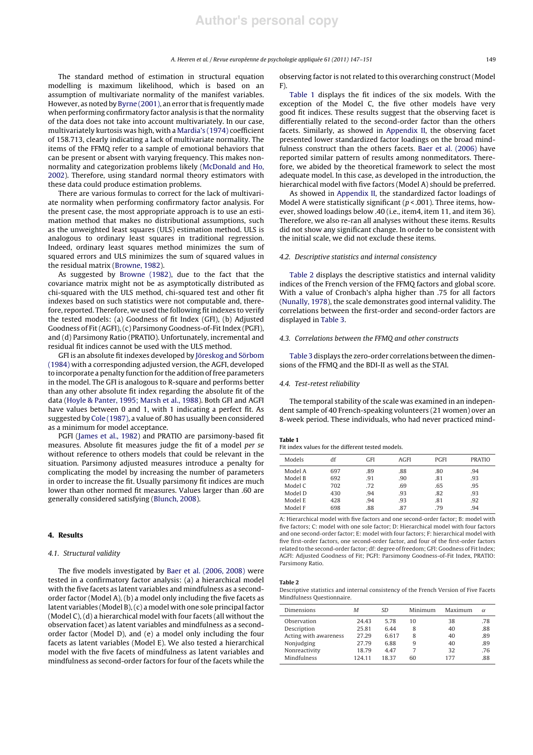The standard method of estimation in structural equation modelling is maximum likelihood, which is based on an assumption of multivariate normality of the manifest variables. However, as noted by Byrne (2001), an error that is frequently made when performing confirmatory factor analysis is that the normality of the data does not take into account multivariately. In our case, multivariately kurtosis was high, with a Mardia's (1974) coefficient of 158.713, clearly indicating a lack of multivariate normality. The items of the FFMQ refer to a sample of emotional behaviors that can be present or absent with varying frequency. This makes non-normality and categorization problems likely (McDonald and Ho, 2002). Therefore, using standard normal theory estimators with these data could produce estimation problems.

There are various formulas to correct for the lack of multivariate normality when performing confirmatory factor analysis. For the present case, the most appropriate approach is to use an estimation method that makes no distributional assumptions, such as the unweighted least squares (ULS) estimation method. ULS is analogous to ordinary least squares in traditional regression. Indeed, ordinary least squares method minimizes the sum of squared errors and ULS minimizes the sum of squared values in the residual matrix (Browne, 1982).

As suggested by Browne (1982), due to the fact that the covariance matrix might not be as asymptotically distributed as chi-squared with the ULS method, chi-squared test and other fit indexes based on such statistics were not computable and, therefore, reported. Therefore, we used the following fit indexes to verify the tested models: (a) Goodness of fit Index (GFI), (b) Adjusted Goodness of Fit (AGFI), (c) Parsimony Goodness-of-Fit Index (PGFI), and (d) Parsimony Ratio (PRATIO). Unfortunately, incremental and residual fit indices cannot be used with the ULS method.

GFI is an absolute fit indexes developed by Jöreskog and Sörbom (1984) with a corresponding adjusted version, the AGFI, developed to incorporate a penalty function for the addition of free parameters in the model. The GFI is analogous to R-square and performs better than any other absolute fit index regarding the absolute fit of the data (Hoyle & Panter, 1995; Marsh et al., 1988). Both GFI and AGFI have values between 0 and 1, with 1 indicating a perfect fit. As suggested by Cole (1987), a value of .80 has usually been considered as a minimum for model acceptance.

PGFI (James et al., 1982) and PRATIO are parsimony-based fit measures. Absolute fit measures judge the fit of a model *per se* without reference to others models that could be relevant in the situation. Parsimony adjusted measures introduce a penalty for complicating the model by increasing the number of parameters in order to increase the fit. Usually parsimony fit indices are much lower than other normed fit measures. Values larger than .60 are generally considered satisfying (Blunch, 2008).

## 4. Results

### 4.1. Structural validity

The five models investigated by Baer et al. (2006, 2008) were tested in a confirmatory factor analysis: (a) a hierarchical model with the five facets as latent variables and mindfulness as a second-order factor (Model A), (b) a model only including the five facets as latent variables (Model B), (c) a model with one sole principal factor (Model C), (d) a hierarchical model with four facets (all without the observation facet) as latent variables and mindfulness as a second-order factor (Model D), and (e) a model only including the four facets as latent variables (Model E). We also tested a hierarchical model with the five facets of mindfulness as latent variables and mindfulness as second-order factors for four of the facets while the observing factor is not related to this overarching construct (Model F).

Table 1 displays the fit indices of the six models. With the exception of the Model C, the five other models have very good fit indices. These results suggest that the observing facet is differentially related to the second-order factor than the others facets. Similarly, as showed in Appendix II, the observing facet presented lower standardized factor loadings on the broad mindfulness construct than the others facets. Baer et al. (2006) have reported similar pattern of results among nonmeditators. Therefore, we abided by the theoretical framework to select the most adequate model. In this case, as developed in the introduction, the hierarchical model with five factors (Model A) should be preferred.

As showed in Appendix II, the standardized factor loadings of Model A were statistically significant ($p < .001$). Three items, however, showed loadings below .40 (i.e., item4, item 11, and item 36). Therefore, we also re-ran all analyses without these items. Results did not show any significant change. In order to be consistent with the initial scale, we did not exclude these items.

### 4.2. Descriptive statistics and internal consistency

Table 2 displays the descriptive statistics and internal validity indices of the French version of the FFMQ factors and global score. With a value of Cronbach's alpha higher than .75 for all factors (Nunally, 1978), the scale demonstrates good internal validity. The correlations between the first-order and second-order factors are displayed in Table 3.

### 4.3. Correlations between the FFMQ and other constructs

Table 3 displays the zero-order correlations between the dimensions of the FFMQ and the BDI-II as well as the STAI.

### 4.4. Test-retest reliability

The temporal stability of the scale was examined in an independent sample of 40 French-speaking volunteers (21 women) over an 8-week period. These individuals, who had never practiced mind-

**Table 1**
Fit index values for the different tested models.

| Models | df | GFI | AGFI | PGFI | PRATIO |
|---|---|---|---|---|---|
| Model A | 697 | .89 | .88 | .80 | .94 |
| Model B | 692 | .91 | .90 | .81 | .93 |
| Model C | 702 | .72 | .69 | .65 | .95 |
| Model D | 430 | .94 | .93 | .82 | .93 |
| Model E | 428 | .94 | .93 | .81 | .92 |
| Model F | 698 | .88 | .87 | .79 | .94 |

A: Hierarchical model with five factors and one second-order factor; B: model with five factors; C: model with one sole factor; D: Hierarchical model with four factors and one second-order factor; E: model with four factors; F: hierarchical model with five first-order factors, one second-order factor, and four of the first-order factors related to the second-order factor; df: degree of freedom; GFI: Goodness of Fit Index; AGFI: Adjusted Goodness of Fit; PGFI: Parsimony Goodness-of-Fit Index, PRATIO: Parsimony Ratio.

**Table 2**
Descriptive statistics and internal consistency of the French Version of Five Facets Mindfulness Questionnaire.

| Dimensions | *M* | *SD* | Minimum | Maximum | $\alpha$ |
|---|---|---|---|---|---|
| Observation | 24.43 | 5.78 | 10 | 38 | .78 |
| Description | 25.81 | 6.44 | 8 | 40 | .88 |
| Acting with awareness | 27.29 | 6.617 | 8 | 40 | .89 |
| Nonjudging | 27.79 | 6.88 | 9 | 40 | .89 |
| Nonreactivity | 18.79 | 4.47 | 7 | 32 | .76 |
| Mindfulness | 124.11 | 18.37 | 60 | 177 | .88 |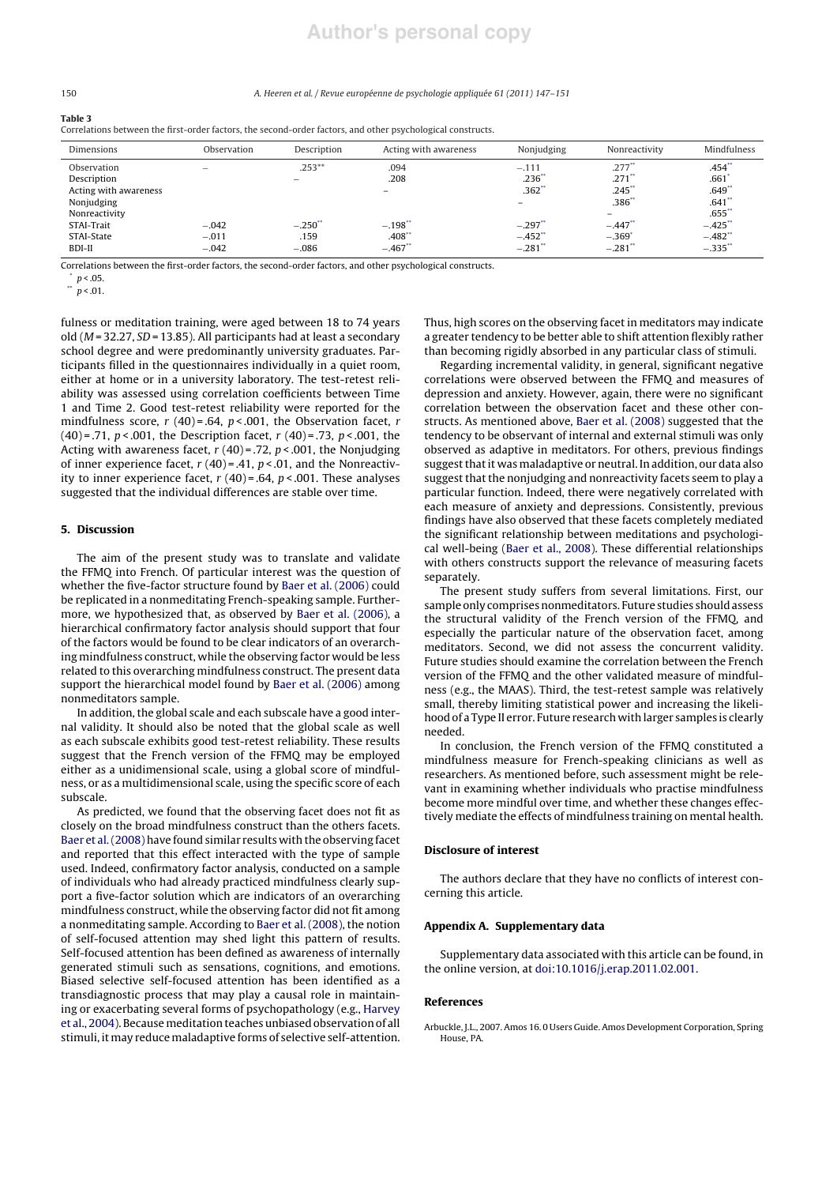**Table 3**
Correlations between the first-order factors, the second-order factors, and other psychological constructs.

| Dimensions | Observation | Description | Acting with awareness | Nonjudging | Nonreactivity | Mindfulness |
|---|---|---|---|---|---|---|
| Observation | – | .253** | .094 | −.111 | .277** | .454** |
| Description | | – | .208 | .236** | .271** | .661* |
| Acting with awareness | | | – | .362** | .245** | .649** |
| Nonjudging | | | | – | .386** | .641** |
| Nonreactivity | | | | | – | .655** |
| STAI-Trait | −.042 | −.250** | −.198** | −.297** | −.447** | −.425** |
| STAI-State | −.011 | .159 | .408** | −.452** | −.369* | −.482** |
| BDI-II | −.042 | −.086 | −.467** | −.281** | −.281** | −.335** |

Correlations between the first-order factors, the second-order factors, and other psychological constructs.
* $p < .05$.
** $p < .01$.

fulness or meditation training, were aged between 18 to 74 years old ($M = 32.27$, $SD = 13.85$). All participants had at least a secondary school degree and were predominantly university graduates. Participants filled in the questionnaires individually in a quiet room, either at home or in a university laboratory. The test-retest reliability was assessed using correlation coefficients between Time 1 and Time 2. Good test-retest reliability were reported for the mindfulness score, $r$ (40) = .64, $p < .001$, the Observation facet, $r$ (40) = .71, $p < .001$, the Description facet, $r$ (40) = .73, $p < .001$, the Acting with awareness facet, $r$ (40) = .72, $p < .001$, the Nonjudging of inner experience facet, $r$ (40) = .41, $p < .01$, and the Nonreactivity to inner experience facet, $r$ (40) = .64, $p < .001$. These analyses suggested that the individual differences are stable over time.

## 5. Discussion

The aim of the present study was to translate and validate the FFMQ into French. Of particular interest was the question of whether the five-factor structure found by Baer et al. (2006) could be replicated in a nonmeditating French-speaking sample. Furthermore, we hypothesized that, as observed by Baer et al. (2006), a hierarchical confirmatory factor analysis should support that four of the factors would be found to be clear indicators of an overarching mindfulness construct, while the observing factor would be less related to this overarching mindfulness construct. The present data support the hierarchical model found by Baer et al. (2006) among nonmeditators sample.

In addition, the global scale and each subscale have a good internal validity. It should also be noted that the global scale as well as each subscale exhibits good test-retest reliability. These results suggest that the French version of the FFMQ may be employed either as a unidimensional scale, using a global score of mindfulness, or as a multidimensional scale, using the specific score of each subscale.

As predicted, we found that the observing facet does not fit as closely on the broad mindfulness construct than the others facets. Baer et al. (2008) have found similar results with the observing facet and reported that this effect interacted with the type of sample used. Indeed, confirmatory factor analysis, conducted on a sample of individuals who had already practiced mindfulness clearly support a five-factor solution which are indicators of an overarching mindfulness construct, while the observing factor did not fit among a nonmeditating sample. According to Baer et al. (2008), the notion of self-focused attention may shed light this pattern of results. Self-focused attention has been defined as awareness of internally generated stimuli such as sensations, cognitions, and emotions. Biased selective self-focused attention has been identified as a transdiagnostic process that may play a causal role in maintaining or exacerbating several forms of psychopathology (e.g., Harvey et al., 2004). Because meditation teaches unbiased observation of all stimuli, it may reduce maladaptive forms of selective self-attention. Thus, high scores on the observing facet in meditators may indicate a greater tendency to be better able to shift attention flexibly rather than becoming rigidly absorbed in any particular class of stimuli.

Regarding incremental validity, in general, significant negative correlations were observed between the FFMQ and measures of depression and anxiety. However, again, there were no significant correlation between the observation facet and these other constructs. As mentioned above, Baer et al. (2008) suggested that the tendency to be observant of internal and external stimuli was only observed as adaptive in meditators. For others, previous findings suggest that it was maladaptive or neutral. In addition, our data also suggest that the nonjudging and nonreactivity facets seem to play a particular function. Indeed, there were negatively correlated with each measure of anxiety and depressions. Consistently, previous findings have also observed that these facets completely mediated the significant relationship between meditations and psychological well-being (Baer et al., 2008). These differential relationships with others constructs support the relevance of measuring facets separately.

The present study suffers from several limitations. First, our sample only comprises nonmeditators. Future studies should assess the structural validity of the French version of the FFMQ, and especially the particular nature of the observation facet, among meditators. Second, we did not assess the concurrent validity. Future studies should examine the correlation between the French version of the FFMQ and the other validated measure of mindfulness (e.g., the MAAS). Third, the test-retest sample was relatively small, thereby limiting statistical power and increasing the likelihood of a Type II error. Future research with larger samples is clearly needed.

In conclusion, the French version of the FFMQ constituted a mindfulness measure for French-speaking clinicians as well as researchers. As mentioned before, such assessment might be relevant in examining whether individuals who practise mindfulness become more mindful over time, and whether these changes effectively mediate the effects of mindfulness training on mental health.

## Disclosure of interest

The authors declare that they have no conflicts of interest concerning this article.

## Appendix A. Supplementary data

Supplementary data associated with this article can be found, in the online version, at doi:10.1016/j.erap.2011.02.001.

## References

Arbuckle, J.L., 2007. Amos 16.0 Users Guide. Amos Development Corporation, Spring House, PA.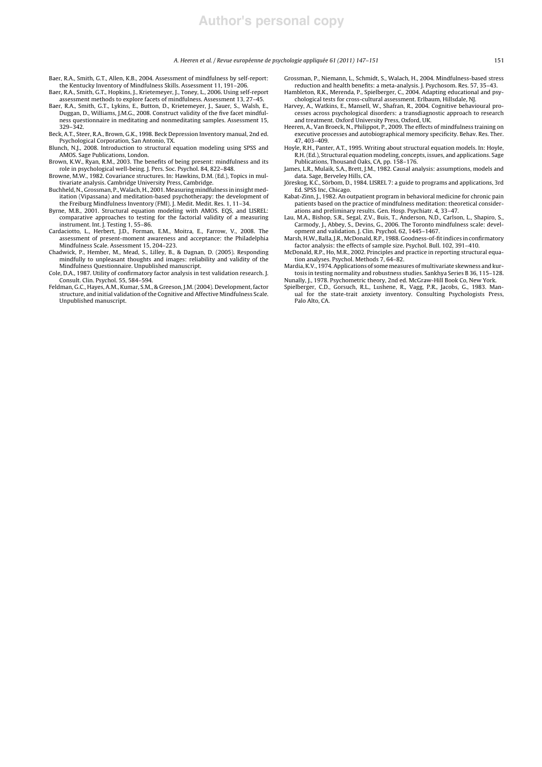Baer, R.A., Smith, G.T., Allen, K.B., 2004. Assessment of mindfulness by self-report: the Kentucky Inventory of Mindfulness Skills. Assessment 11, 191–206.

Baer, R.A., Smith, G.T., Hopkins, J., Krietemeyer, J., Toney, L., 2006. Using self-report assessment methods to explore facets of mindfulness. Assessment 13, 27–45.

Baer, R.A., Smith, G.T., Lykins, E., Button, D., Krietemeyer, J., Sauer, S., Walsh, E., Duggan, D., Williams, J.M.G., 2008. Construct validity of the five facet mindfulness questionnaire in meditating and nonmeditating samples. Assessment 15, 329–342.

Beck, A.T., Steer, R.A., Brown, G.K., 1998. Beck Depression Inventory manual, 2nd ed. Psychological Corporation, San Antonio, TX.

Blunch, N.J., 2008. Introduction to structural equation modeling using SPSS and AMOS. Sage Publications, London.

Brown, K.W., Ryan, R.M., 2003. The benefits of being present: mindfulness and its role in psychological well-being. J. Pers. Soc. Psychol. 84, 822–848.

Browne, M.W., 1982. Covariance structures. In: Hawkins, D.M. (Ed.), Topics in multivariate analysis. Cambridge University Press, Cambridge.

Buchheld, N., Grossman, P., Walach, H., 2001. Measuring mindfulness in insight meditation (Vipassana) and meditation-based psychotherapy: the development of the Freiburg Mindfulness Inventory (FMI). J. Medit. Medit. Res. 1, 11–34.

Byrne, M.B., 2001. Structural equation modeling with AMOS. EQS, and LISREL: comparative approaches to testing for the factorial validity of a measuring instrument. Int. J. Testing 1, 55–86.

Cardaciotto, L., Herbert, J.D., Forman, E.M., Moitra, E., Farrow, V., 2008. The assessment of present-moment awareness and acceptance: the Philadelphia Mindfulness Scale. Assessment 15, 204–223.

Chadwick, P., Hember, M., Mead, S., Lilley, B., & Dagnan, D. (2005). Responding mindfully to unpleasant thoughts and images: reliability and validity of the Mindfulness Questionnaire. Unpublished manuscript.

Cole, D.A., 1987. Utility of confirmatory factor analysis in test validation research. J. Consult. Clin. Psychol. 55, 584–594.

Feldman, G.C., Hayes, A.M., Kumar, S.M., & Greeson, J.M. (2004). Development, factor structure, and initial validation of the Cognitive and Affective Mindfulness Scale. Unpublished manuscript.

Grossman, P., Niemann, L., Schmidt, S., Walach, H., 2004. Mindfulness-based stress reduction and health benefits: a meta-analysis. J. Psychosom. Res. 57, 35–43.

Hambleton, R.K., Merenda, P., Spielberger, C., 2004. Adapting educational and psychological tests for cross-cultural assessment. Erlbaum, Hillsdale, NJ.

Harvey, A., Watkins, E., Mansell, W., Shafran, R., 2004. Cognitive behavioural processes across psychological disorders: a transdiagnostic approach to research and treatment. Oxford University Press, Oxford, UK.

Heeren, A., Van Broeck, N., Philippot, P., 2009. The effects of mindfulness training on executive processes and autobiographical memory specificity. Behav. Res. Ther. 47, 403–409.

Hoyle, R.H., Panter, A.T., 1995. Writing about structural equation models. In: Hoyle, R.H. (Ed.), Structural equation modeling, concepts, issues, and applications. Sage Publications, Thousand Oaks, CA, pp. 158–176.

James, L.R., Mulaik, S.A., Brett, J.M., 1982. Causal analysis: assumptions, models and data. Sage, Berveley Hills, CA.

Jöreskog, K.C., Sörbom, D., 1984. LISREL 7: a guide to programs and applications, 3rd Ed. SPSS Inc, Chicago.

Kabat-Zinn, J., 1982. An outpatient program in behavioral medicine for chronic pain patients based on the practice of mindfulness meditation: theoretical considerations and preliminary results. Gen. Hosp. Psychiatr. 4, 33–47.

Lau, M.A., Bishop, S.R., Segal, Z.V., Buis, T., Anderson, N.D., Carlson, L., Shapiro, S., Carmody, J., Abbey, S., Devins, G., 2006. The Toronto mindfulness scale: development and validation. J. Clin. Psychol. 62, 1445–1467.

Marsh, H.W., Balla, J.R., McDonald, R.P., 1988. Goodness-of-fit indices in confirmatory factor analysis: the effects of sample size. Psychol. Bull. 102, 391–410.

McDonald, R.P., Ho, M.R., 2002. Principles and practice in reporting structural equation analyses. Psychol. Methods 7, 64–82.

Mardia, K.V., 1974. Applications of some measures of multivariate skewness and kurtosis in testing normality and robustness studies. Sankhya Series B 36, 115–128.

Nunally, J., 1978. Psychometric theory, 2nd ed. McGraw-Hill Book Co, New York.

Spielberger, C.D., Gorsuch, R.L., Lushene, R., Vagg, P.R., Jacobs, G., 1983. Manual for the state-trait anxiety inventory. Consulting Psychologists Press, Palo Alto, CA.